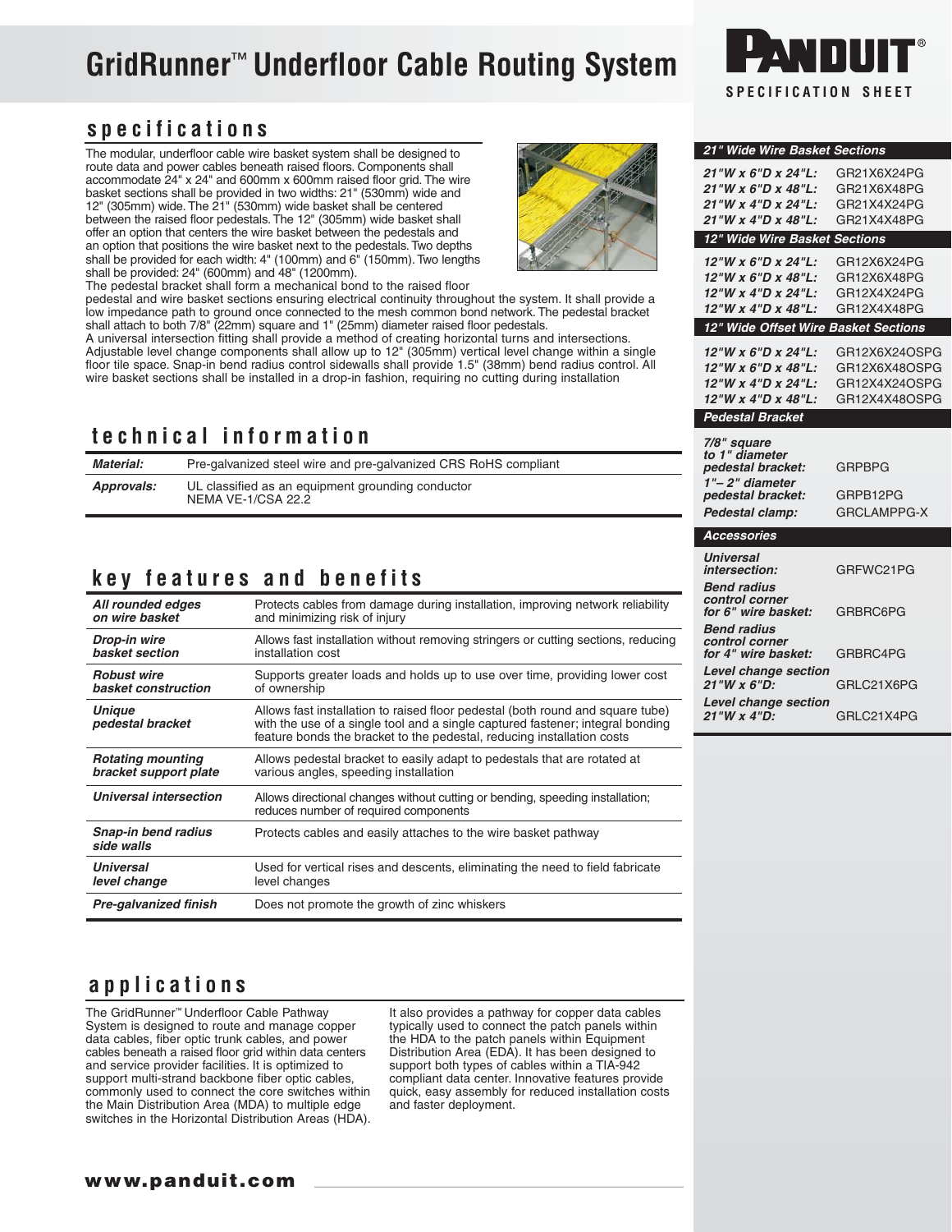# GridRunner™ Underfloor Cable Routing System

**PANDUIT®**
**SPECIFICATION SHEET**

## specifications

The modular, underfloor cable wire basket system shall be designed to route data and power cables beneath raised floors. Components shall accommodate 24" x 24" and 600mm x 600mm raised floor grid. The wire basket sections shall be provided in two widths: 21" (530mm) wide and 12" (305mm) wide. The 21" (530mm) wide basket shall be centered between the raised floor pedestals. The 12" (305mm) wide basket shall offer an option that centers the wire basket between the pedestals and an option that positions the wire basket next to the pedestals. Two depths shall be provided for each width: 4" (100mm) and 6" (150mm). Two lengths shall be provided: 24" (600mm) and 48" (1200mm).

The pedestal bracket shall form a mechanical bond to the raised floor pedestal and wire basket sections ensuring electrical continuity throughout the system. It shall provide a low impedance path to ground once connected to the mesh common bond network. The pedestal bracket shall attach to both 7/8" (22mm) square and 1" (25mm) diameter raised floor pedestals.

A universal intersection fitting shall provide a method of creating horizontal turns and intersections. Adjustable level change components shall allow up to 12" (305mm) vertical level change within a single floor tile space. Snap-in bend radius control sidewalls shall provide 1.5" (38mm) bend radius control. All wire basket sections shall be installed in a drop-in fashion, requiring no cutting during installation

## technical information

| | |
|---|---|
| ***Material:*** | Pre-galvanized steel wire and pre-galvanized CRS RoHS compliant |
| ***Approvals:*** | UL classified as an equipment grounding conductor<br>NEMA VE-1/CSA 22.2 |

## key features and benefits

| | |
|---|---|
| ***All rounded edges on wire basket*** | Protects cables from damage during installation, improving network reliability and minimizing risk of injury |
| ***Drop-in wire basket section*** | Allows fast installation without removing stringers or cutting sections, reducing installation cost |
| ***Robust wire basket construction*** | Supports greater loads and holds up to use over time, providing lower cost of ownership |
| ***Unique pedestal bracket*** | Allows fast installation to raised floor pedestal (both round and square tube) with the use of a single tool and a single captured fastener; integral bonding feature bonds the bracket to the pedestal, reducing installation costs |
| ***Rotating mounting bracket support plate*** | Allows pedestal bracket to easily adapt to pedestals that are rotated at various angles, speeding installation |
| ***Universal intersection*** | Allows directional changes without cutting or bending, speeding installation; reduces number of required components |
| ***Snap-in bend radius side walls*** | Protects cables and easily attaches to the wire basket pathway |
| ***Universal level change*** | Used for vertical rises and descents, eliminating the need to field fabricate level changes |
| ***Pre-galvanized finish*** | Does not promote the growth of zinc whiskers |

## applications

The GridRunner™ Underfloor Cable Pathway System is designed to route and manage copper data cables, fiber optic trunk cables, and power cables beneath a raised floor grid within data centers and service provider facilities. It is optimized to support multi-strand backbone fiber optic cables, commonly used to connect the core switches within the Main Distribution Area (MDA) to multiple edge switches in the Horizontal Distribution Areas (HDA).

It also provides a pathway for copper data cables typically used to connect the patch panels within the HDA to the patch panels within Equipment Distribution Area (EDA). It has been designed to support both types of cables within a TIA-942 compliant data center. Innovative features provide quick, easy assembly for reduced installation costs and faster deployment.

| | |
|---|---|
| ***21" Wide Wire Basket Sections*** | |
| ***21"W x 6"D x 24"L:*** | GR21X6X24PG |
| ***21"W x 6"D x 48"L:*** | GR21X6X48PG |
| ***21"W x 4"D x 24"L:*** | GR21X4X24PG |
| ***21"W x 4"D x 48"L:*** | GR21X4X48PG |
| ***12" Wide Wire Basket Sections*** | |
| ***12"W x 6"D x 24"L:*** | GR12X6X24PG |
| ***12"W x 6"D x 48"L:*** | GR12X6X48PG |
| ***12"W x 4"D x 24"L:*** | GR12X4X24PG |
| ***12"W x 4"D x 48"L:*** | GR12X4X48PG |
| ***12" Wide Offset Wire Basket Sections*** | |
| ***12"W x 6"D x 24"L:*** | GR12X6X24OSPG |
| ***12"W x 6"D x 48"L:*** | GR12X6X48OSPG |
| ***12"W x 4"D x 24"L:*** | GR12X4X24OSPG |
| ***12"W x 4"D x 48"L:*** | GR12X4X48OSPG |
| ***Pedestal Bracket*** | |
| ***7/8" square to 1" diameter pedestal bracket:*** | GRPBPG |
| ***1"– 2" diameter pedestal bracket:*** | GRPB12PG |
| ***Pedestal clamp:*** | GRCLAMPPG-X |
| ***Accessories*** | |
| ***Universal intersection:*** | GRFWC21PG |
| ***Bend radius control corner for 6" wire basket:*** | GRBRC6PG |
| ***Bend radius control corner for 4" wire basket:*** | GRBRC4PG |
| ***Level change section 21"W x 6"D:*** | GRLC21X6PG |
| ***Level change section 21"W x 4"D:*** | GRLC21X4PG |

**www.panduit.com**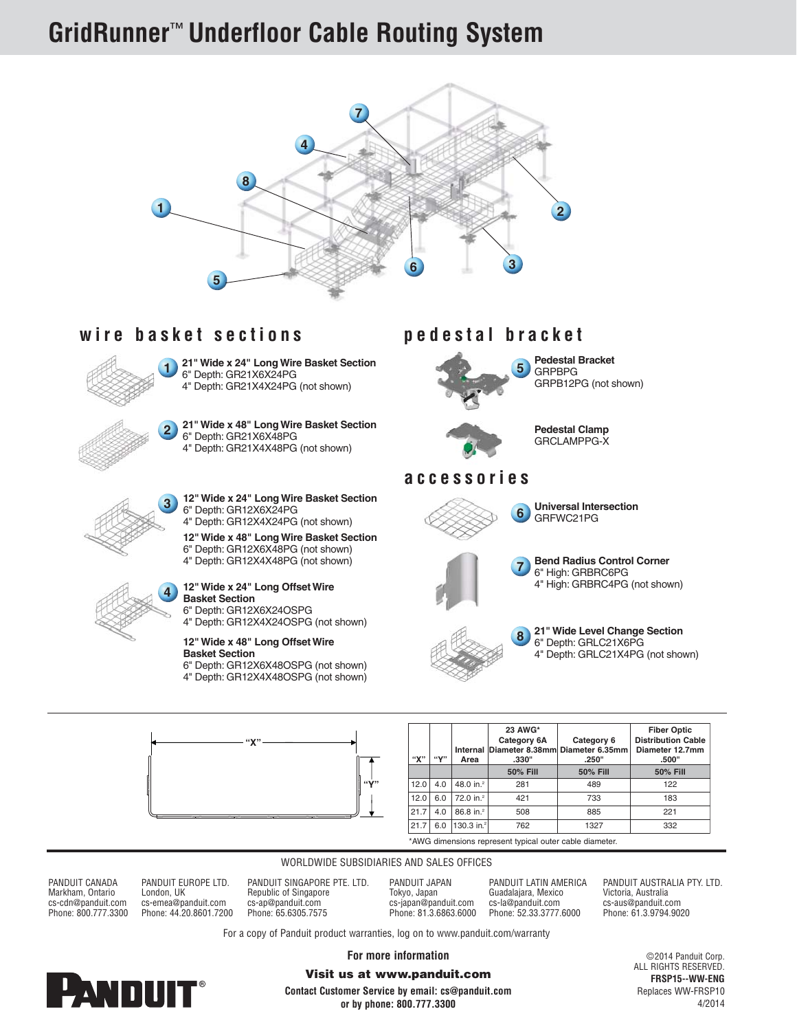# GridRunner™ Underfloor Cable Routing System

## wire basket sections

**1** **21" Wide x 24" Long Wire Basket Section**
6" Depth: GR21X6X24PG
4" Depth: GR21X4X24PG (not shown)

**2** **21" Wide x 48" Long Wire Basket Section**
6" Depth: GR21X6X48PG
4" Depth: GR21X4X48PG (not shown)

**3** **12" Wide x 24" Long Wire Basket Section**
6" Depth: GR12X6X24PG
4" Depth: GR12X4X24PG (not shown)

**12" Wide x 48" Long Wire Basket Section**
6" Depth: GR12X6X48PG (not shown)
4" Depth: GR12X4X48PG (not shown)

**4** **12" Wide x 24" Long Offset Wire Basket Section**
6" Depth: GR12X6X24OSPG
4" Depth: GR12X4X24OSPG (not shown)

**12" Wide x 48" Long Offset Wire Basket Section**
6" Depth: GR12X6X48OSPG (not shown)
4" Depth: GR12X4X48OSPG (not shown)

## pedestal bracket

**5** **Pedestal Bracket**
GRPBPG
GRPB12PG (not shown)

**Pedestal Clamp**
GRCLAMPPG-X

## accessories

**6** **Universal Intersection**
GRFWC21PG

**7** **Bend Radius Control Corner**
6" High: GRBRC6PG
4" High: GRBRC4PG (not shown)

**8** **21" Wide Level Change Section**
6" Depth: GRLC21X6PG
4" Depth: GRLC21X4PG (not shown)

"X"
"Y"

| "X" | "Y" | Internal Area | 23 AWG* Category 6A Diameter 8.38mm .330" | Category 6 Diameter 6.35mm .250" | Fiber Optic Distribution Cable Diameter 12.7mm .500" |
|---|---|---|---|---|---|
| | | | 50% Fill | 50% Fill | 50% Fill |
| 12.0 | 4.0 | 48.0 in.² | 281 | 489 | 122 |
| 12.0 | 6.0 | 72.0 in.² | 421 | 733 | 183 |
| 21.7 | 4.0 | 86.8 in.² | 508 | 885 | 221 |
| 21.7 | 6.0 | 130.3 in.² | 762 | 1327 | 332 |

*AWG dimensions represent typical outer cable diameter.

WORLDWIDE SUBSIDIARIES AND SALES OFFICES

PANDUIT CANADA
Markham, Ontario
cs-cdn@panduit.com
Phone: 800.777.3300

PANDUIT EUROPE LTD.
London, UK
cs-emea@panduit.com
Phone: 44.20.8601.7200

PANDUIT SINGAPORE PTE. LTD.
Republic of Singapore
cs-ap@panduit.com
Phone: 65.6305.7575

PANDUIT JAPAN
Tokyo, Japan
cs-japan@panduit.com
Phone: 81.3.6863.6000

PANDUIT LATIN AMERICA
Guadalajara, Mexico
cs-la@panduit.com
Phone: 52.33.3777.6000

PANDUIT AUSTRALIA PTY. LTD.
Victoria, Australia
cs-aus@panduit.com
Phone: 61.3.9794.9020

For a copy of Panduit product warranties, log on to www.panduit.com/warranty

PANDUIT®

**For more information**

**Visit us at www.panduit.com**

**Contact Customer Service by email: cs@panduit.com or by phone: 800.777.3300**

©2014 Panduit Corp.
ALL RIGHTS RESERVED.
**FRSP15--WW-ENG**
Replaces WW-FRSP10
4/2014